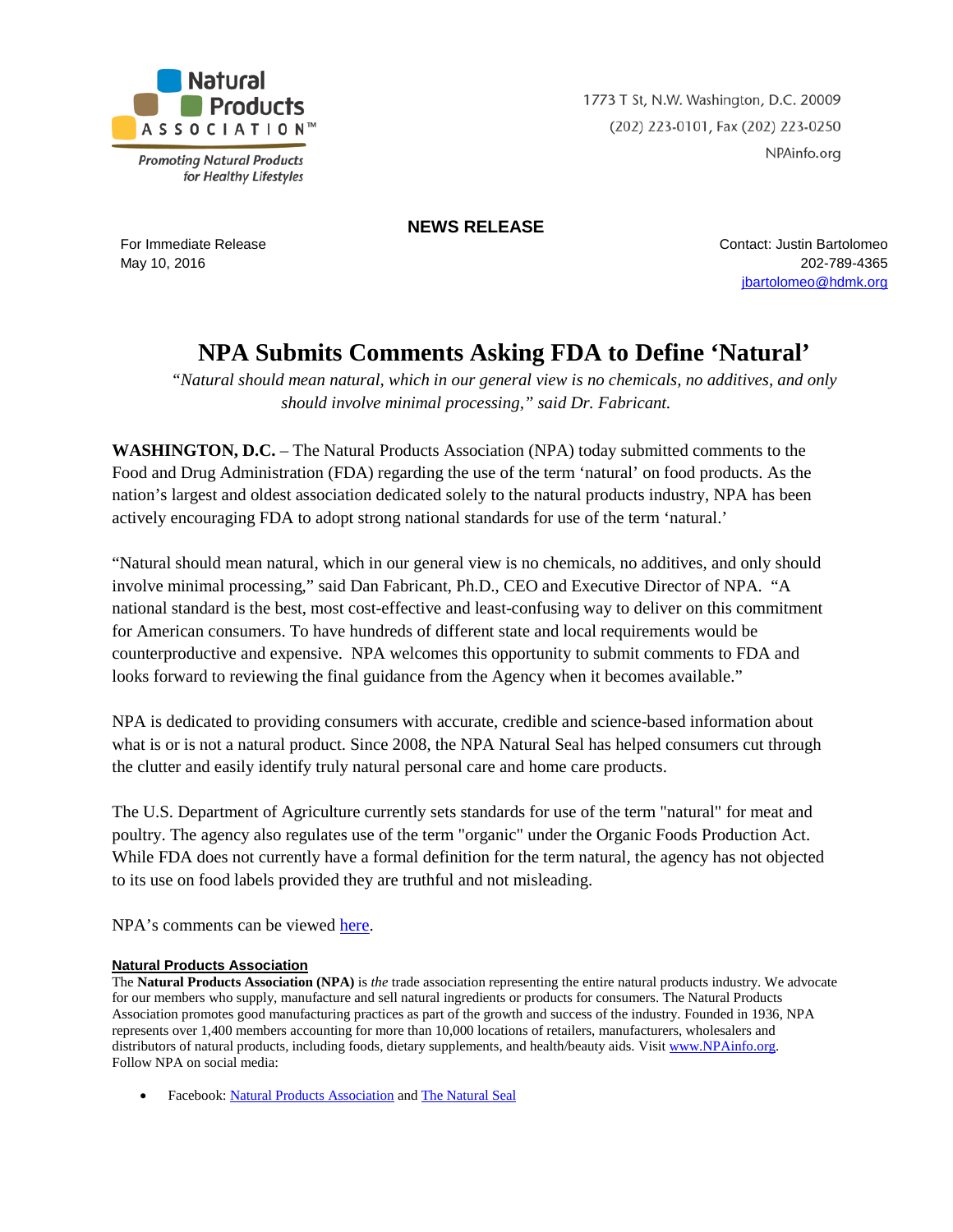Natural Products ASSOCIATION™

*Promoting Natural Products for Healthy Lifestyles*

1773 T St, N.W. Washington, D.C. 20009
(202) 223-0101, Fax (202) 223-0250
NPAinfo.org

**NEWS RELEASE**

For Immediate Release
May 10, 2016

Contact: Justin Bartolomeo
202-789-4365
jbartolomeo@hdmk.org

# NPA Submits Comments Asking FDA to Define 'Natural'

*"Natural should mean natural, which in our general view is no chemicals, no additives, and only should involve minimal processing," said Dr. Fabricant.*

**WASHINGTON, D.C.** – The Natural Products Association (NPA) today submitted comments to the Food and Drug Administration (FDA) regarding the use of the term 'natural' on food products. As the nation's largest and oldest association dedicated solely to the natural products industry, NPA has been actively encouraging FDA to adopt strong national standards for use of the term 'natural.'

"Natural should mean natural, which in our general view is no chemicals, no additives, and only should involve minimal processing," said Dan Fabricant, Ph.D., CEO and Executive Director of NPA. "A national standard is the best, most cost-effective and least-confusing way to deliver on this commitment for American consumers. To have hundreds of different state and local requirements would be counterproductive and expensive. NPA welcomes this opportunity to submit comments to FDA and looks forward to reviewing the final guidance from the Agency when it becomes available."

NPA is dedicated to providing consumers with accurate, credible and science-based information about what is or is not a natural product. Since 2008, the NPA Natural Seal has helped consumers cut through the clutter and easily identify truly natural personal care and home care products.

The U.S. Department of Agriculture currently sets standards for use of the term "natural" for meat and poultry. The agency also regulates use of the term "organic" under the Organic Foods Production Act. While FDA does not currently have a formal definition for the term natural, the agency has not objected to its use on food labels provided they are truthful and not misleading.

NPA's comments can be viewed here.

**Natural Products Association**

The **Natural Products Association (NPA)** is *the* trade association representing the entire natural products industry. We advocate for our members who supply, manufacture and sell natural ingredients or products for consumers. The Natural Products Association promotes good manufacturing practices as part of the growth and success of the industry. Founded in 1936, NPA represents over 1,400 members accounting for more than 10,000 locations of retailers, manufacturers, wholesalers and distributors of natural products, including foods, dietary supplements, and health/beauty aids. Visit www.NPAinfo.org. Follow NPA on social media:

- Facebook: Natural Products Association and The Natural Seal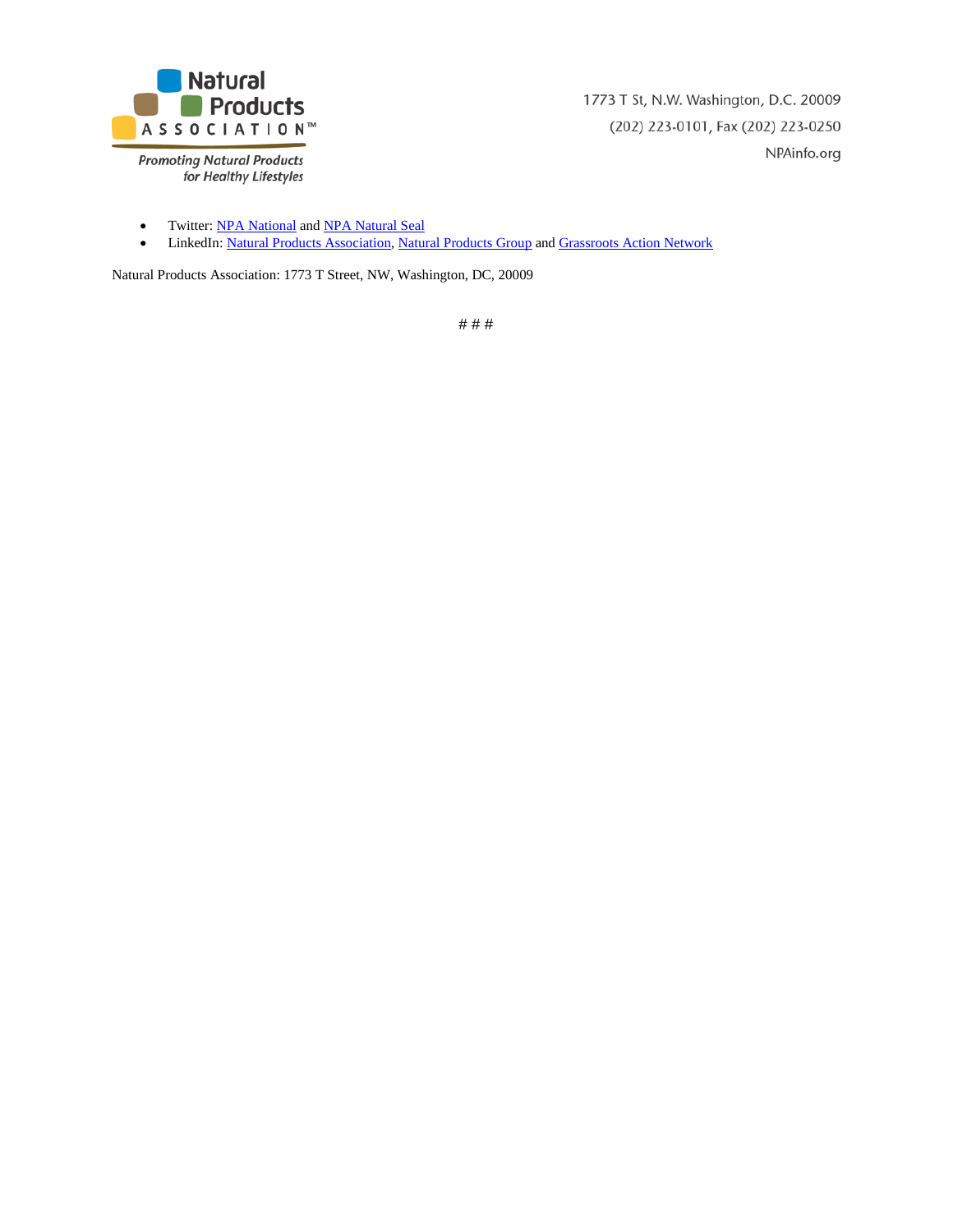- Twitter: NPA National and NPA Natural Seal
- LinkedIn: Natural Products Association, Natural Products Group and Grassroots Action Network

Natural Products Association: 1773 T Street, NW, Washington, DC, 20009

# # #